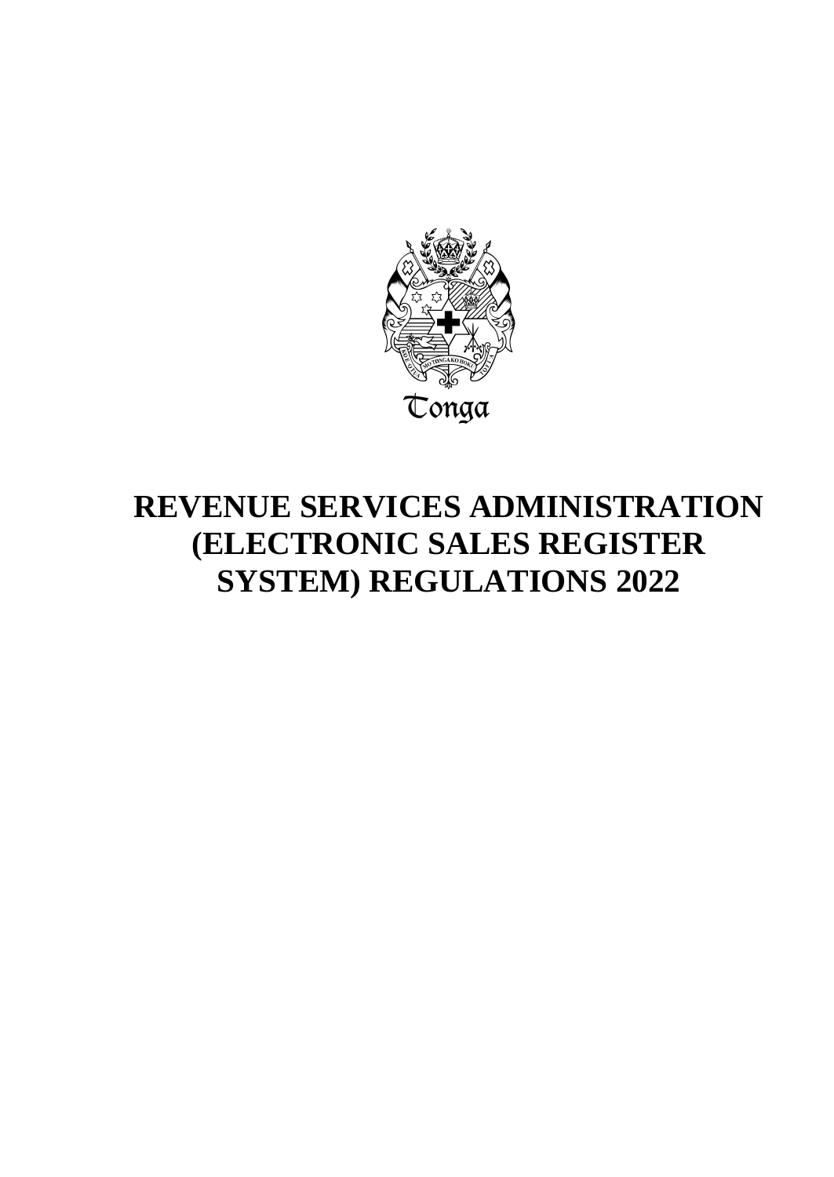Tonga

# REVENUE SERVICES ADMINISTRATION (ELECTRONIC SALES REGISTER SYSTEM) REGULATIONS 2022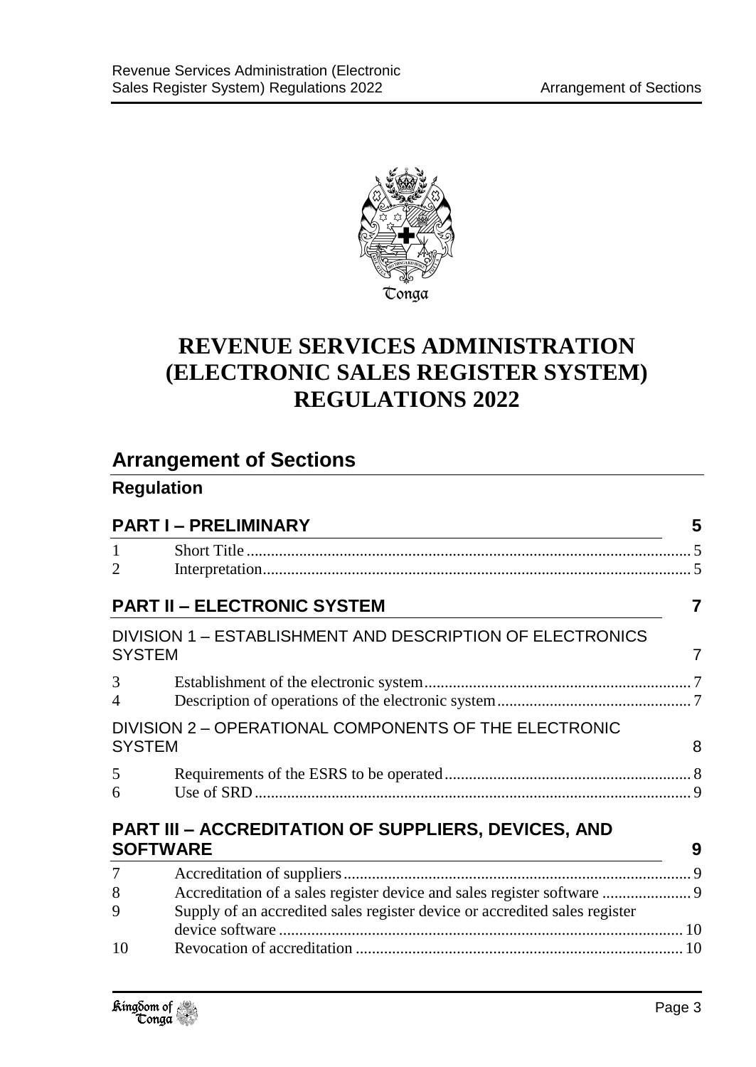# REVENUE SERVICES ADMINISTRATION (ELECTRONIC SALES REGISTER SYSTEM) REGULATIONS 2022

## Arrangement of Sections

### Regulation

**PART I – PRELIMINARY** 5

| | | |
|---|---|---|
| 1 | Short Title | 5 |
| 2 | Interpretation | 5 |

**PART II – ELECTRONIC SYSTEM** 7

DIVISION 1 – ESTABLISHMENT AND DESCRIPTION OF ELECTRONICS SYSTEM 7

| | | |
|---|---|---|
| 3 | Establishment of the electronic system | 7 |
| 4 | Description of operations of the electronic system | 7 |

DIVISION 2 – OPERATIONAL COMPONENTS OF THE ELECTRONIC SYSTEM 8

| | | |
|---|---|---|
| 5 | Requirements of the ESRS to be operated | 8 |
| 6 | Use of SRD | 9 |

**PART III – ACCREDITATION OF SUPPLIERS, DEVICES, AND SOFTWARE** 9

| | | |
|---|---|---|
| 7 | Accreditation of suppliers | 9 |
| 8 | Accreditation of a sales register device and sales register software | 9 |
| 9 | Supply of an accredited sales register device or accredited sales register device software | 10 |
| 10 | Revocation of accreditation | 10 |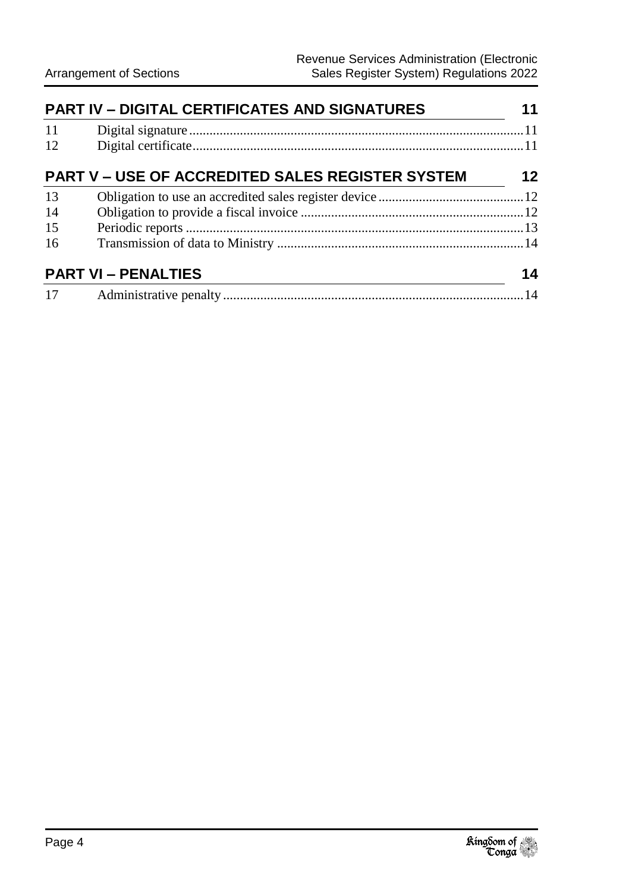## PART IV – DIGITAL CERTIFICATES AND SIGNATURES 11

| | | |
|---|---|---|
| 11 | Digital signature | 11 |
| 12 | Digital certificate | 11 |

## PART V – USE OF ACCREDITED SALES REGISTER SYSTEM 12

| | | |
|---|---|---|
| 13 | Obligation to use an accredited sales register device | 12 |
| 14 | Obligation to provide a fiscal invoice | 12 |
| 15 | Periodic reports | 13 |
| 16 | Transmission of data to Ministry | 14 |

## PART VI – PENALTIES 14

| | | |
|---|---|---|
| 17 | Administrative penalty | 14 |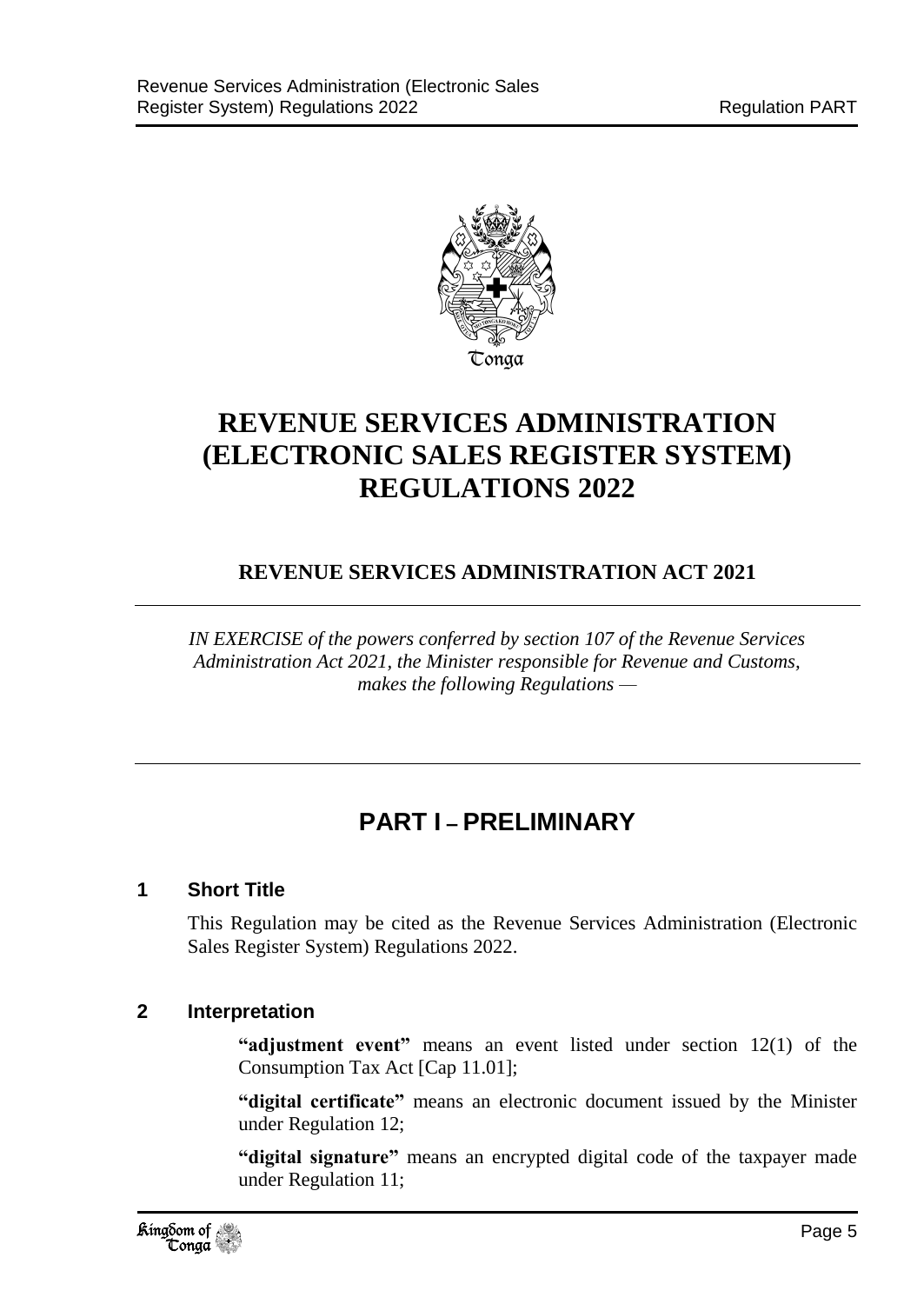# REVENUE SERVICES ADMINISTRATION (ELECTRONIC SALES REGISTER SYSTEM) REGULATIONS 2022

## REVENUE SERVICES ADMINISTRATION ACT 2021

*IN EXERCISE of the powers conferred by section 107 of the Revenue Services Administration Act 2021, the Minister responsible for Revenue and Customs, makes the following Regulations —*

# PART I – PRELIMINARY

### 1 Short Title

This Regulation may be cited as the Revenue Services Administration (Electronic Sales Register System) Regulations 2022.

### 2 Interpretation

**"adjustment event"** means an event listed under section 12(1) of the Consumption Tax Act [Cap 11.01];

**"digital certificate"** means an electronic document issued by the Minister under Regulation 12;

**"digital signature"** means an encrypted digital code of the taxpayer made under Regulation 11;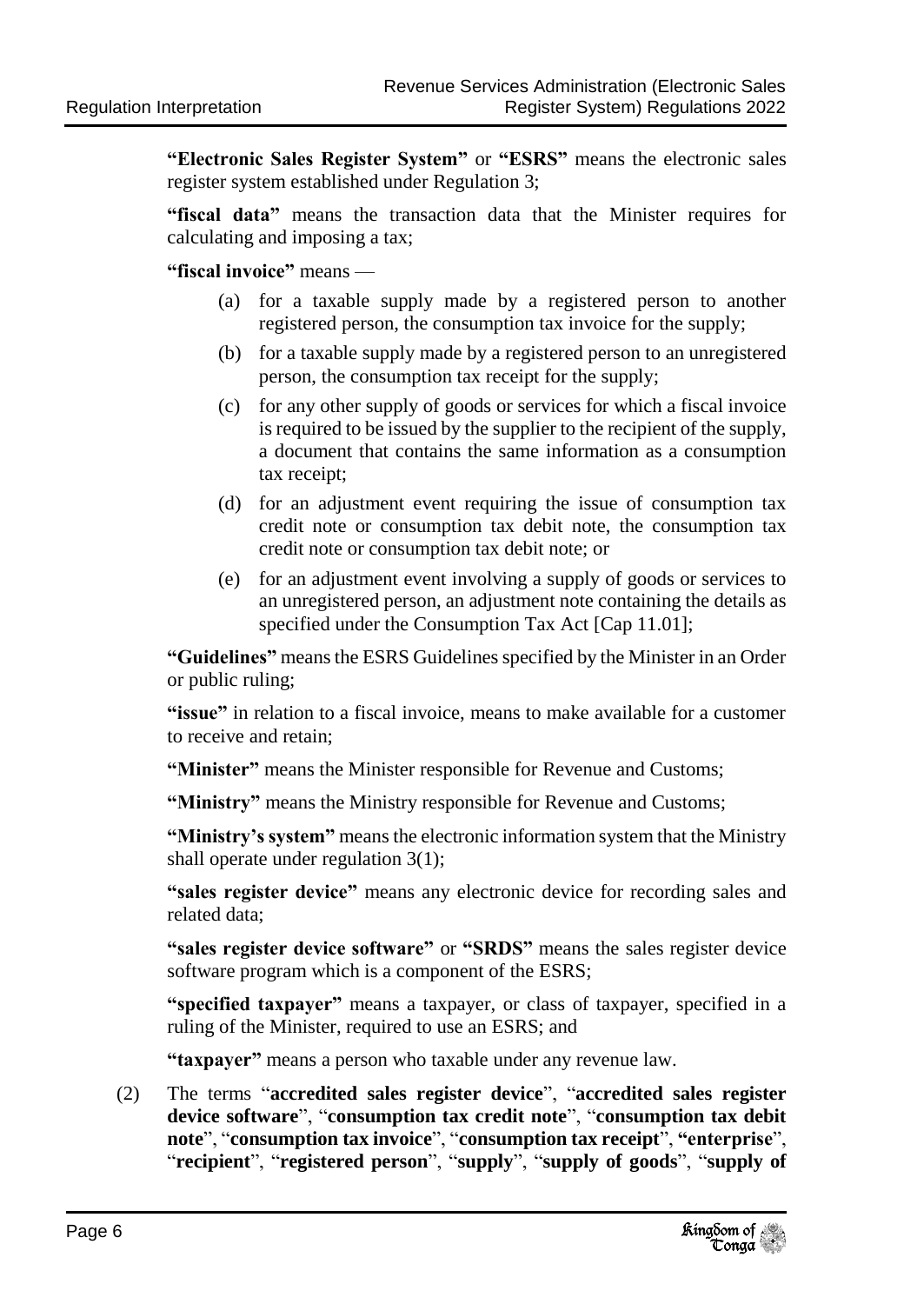**"Electronic Sales Register System"** or **"ESRS"** means the electronic sales register system established under Regulation 3;

**"fiscal data"** means the transaction data that the Minister requires for calculating and imposing a tax;

**"fiscal invoice"** means —

(a) for a taxable supply made by a registered person to another registered person, the consumption tax invoice for the supply;

(b) for a taxable supply made by a registered person to an unregistered person, the consumption tax receipt for the supply;

(c) for any other supply of goods or services for which a fiscal invoice is required to be issued by the supplier to the recipient of the supply, a document that contains the same information as a consumption tax receipt;

(d) for an adjustment event requiring the issue of consumption tax credit note or consumption tax debit note, the consumption tax credit note or consumption tax debit note; or

(e) for an adjustment event involving a supply of goods or services to an unregistered person, an adjustment note containing the details as specified under the Consumption Tax Act [Cap 11.01];

**"Guidelines"** means the ESRS Guidelines specified by the Minister in an Order or public ruling;

**"issue"** in relation to a fiscal invoice, means to make available for a customer to receive and retain;

**"Minister"** means the Minister responsible for Revenue and Customs;

**"Ministry"** means the Ministry responsible for Revenue and Customs;

**"Ministry's system"** means the electronic information system that the Ministry shall operate under regulation 3(1);

**"sales register device"** means any electronic device for recording sales and related data;

**"sales register device software"** or **"SRDS"** means the sales register device software program which is a component of the ESRS;

**"specified taxpayer"** means a taxpayer, or class of taxpayer, specified in a ruling of the Minister, required to use an ESRS; and

**"taxpayer"** means a person who taxable under any revenue law.

(2) The terms "**accredited sales register device**", "**accredited sales register device software**", "**consumption tax credit note**", "**consumption tax debit note**", "**consumption tax invoice**", "**consumption tax receipt**", **"enterprise"**, "**recipient**", "**registered person**", "**supply**", "**supply of goods**", "**supply of**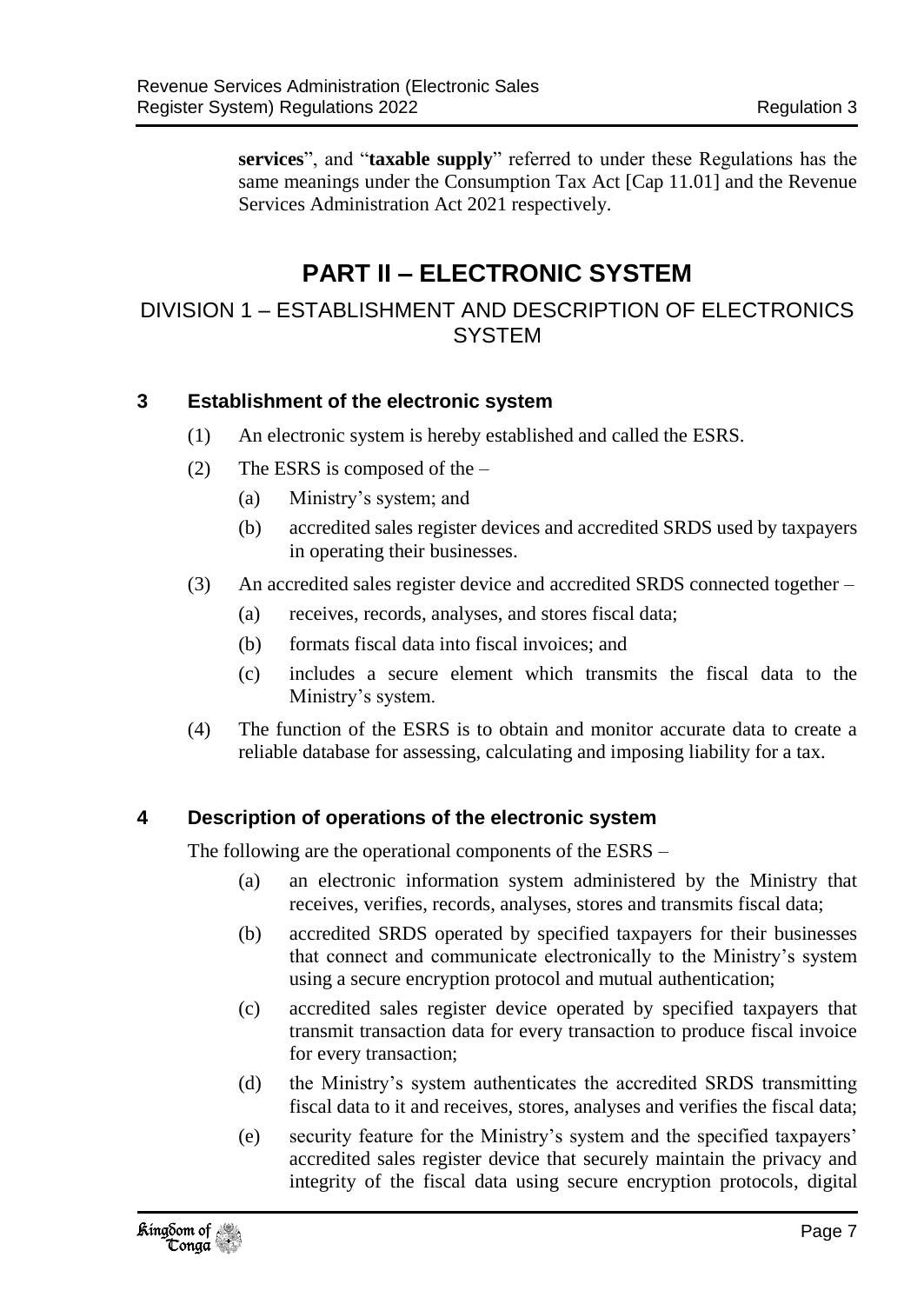**services**", and "**taxable supply**" referred to under these Regulations has the same meanings under the Consumption Tax Act [Cap 11.01] and the Revenue Services Administration Act 2021 respectively.

# PART II – ELECTRONIC SYSTEM

## DIVISION 1 – ESTABLISHMENT AND DESCRIPTION OF ELECTRONICS SYSTEM

### 3 Establishment of the electronic system

(1) An electronic system is hereby established and called the ESRS.

(2) The ESRS is composed of the –

(a) Ministry's system; and

(b) accredited sales register devices and accredited SRDS used by taxpayers in operating their businesses.

(3) An accredited sales register device and accredited SRDS connected together –

(a) receives, records, analyses, and stores fiscal data;

(b) formats fiscal data into fiscal invoices; and

(c) includes a secure element which transmits the fiscal data to the Ministry's system.

(4) The function of the ESRS is to obtain and monitor accurate data to create a reliable database for assessing, calculating and imposing liability for a tax.

### 4 Description of operations of the electronic system

The following are the operational components of the ESRS –

(a) an electronic information system administered by the Ministry that receives, verifies, records, analyses, stores and transmits fiscal data;

(b) accredited SRDS operated by specified taxpayers for their businesses that connect and communicate electronically to the Ministry's system using a secure encryption protocol and mutual authentication;

(c) accredited sales register device operated by specified taxpayers that transmit transaction data for every transaction to produce fiscal invoice for every transaction;

(d) the Ministry's system authenticates the accredited SRDS transmitting fiscal data to it and receives, stores, analyses and verifies the fiscal data;

(e) security feature for the Ministry's system and the specified taxpayers' accredited sales register device that securely maintain the privacy and integrity of the fiscal data using secure encryption protocols, digital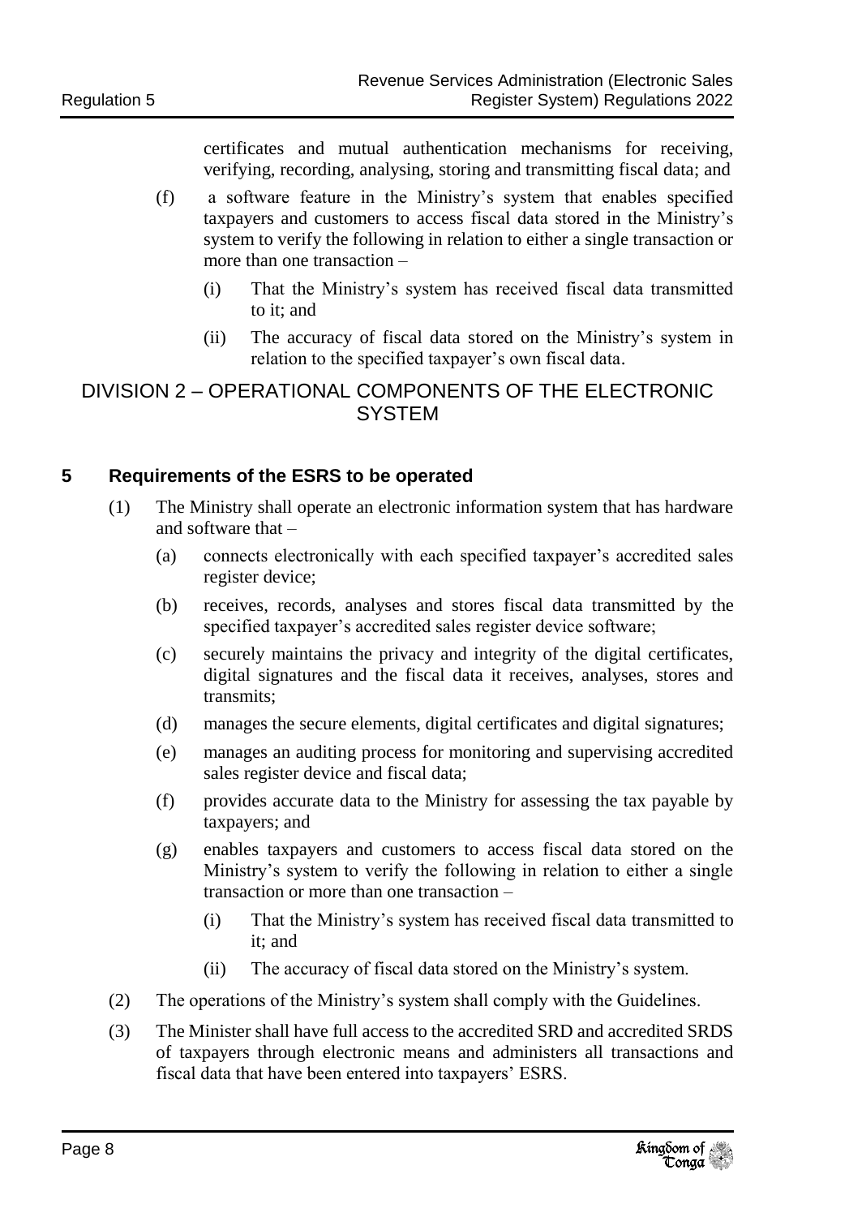certificates and mutual authentication mechanisms for receiving, verifying, recording, analysing, storing and transmitting fiscal data; and

(f) a software feature in the Ministry's system that enables specified taxpayers and customers to access fiscal data stored in the Ministry's system to verify the following in relation to either a single transaction or more than one transaction –

(i) That the Ministry's system has received fiscal data transmitted to it; and

(ii) The accuracy of fiscal data stored on the Ministry's system in relation to the specified taxpayer's own fiscal data.

## DIVISION 2 – OPERATIONAL COMPONENTS OF THE ELECTRONIC SYSTEM

### 5 Requirements of the ESRS to be operated

(1) The Ministry shall operate an electronic information system that has hardware and software that –

(a) connects electronically with each specified taxpayer's accredited sales register device;

(b) receives, records, analyses and stores fiscal data transmitted by the specified taxpayer's accredited sales register device software;

(c) securely maintains the privacy and integrity of the digital certificates, digital signatures and the fiscal data it receives, analyses, stores and transmits;

(d) manages the secure elements, digital certificates and digital signatures;

(e) manages an auditing process for monitoring and supervising accredited sales register device and fiscal data;

(f) provides accurate data to the Ministry for assessing the tax payable by taxpayers; and

(g) enables taxpayers and customers to access fiscal data stored on the Ministry's system to verify the following in relation to either a single transaction or more than one transaction –

(i) That the Ministry's system has received fiscal data transmitted to it; and

(ii) The accuracy of fiscal data stored on the Ministry's system.

(2) The operations of the Ministry's system shall comply with the Guidelines.

(3) The Minister shall have full access to the accredited SRD and accredited SRDS of taxpayers through electronic means and administers all transactions and fiscal data that have been entered into taxpayers' ESRS.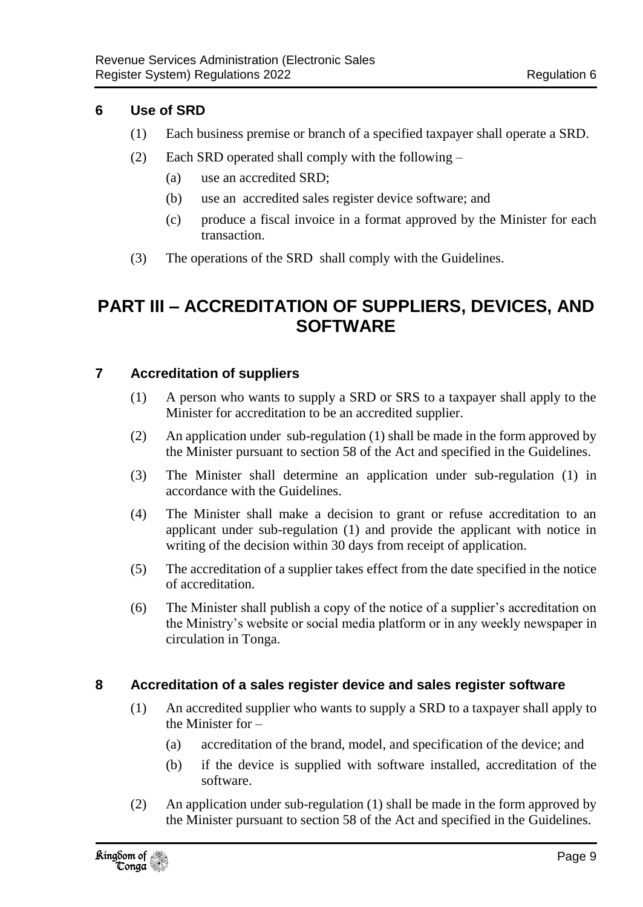### 6 Use of SRD

(1) Each business premise or branch of a specified taxpayer shall operate a SRD.

(2) Each SRD operated shall comply with the following –

(a) use an accredited SRD;

(b) use an accredited sales register device software; and

(c) produce a fiscal invoice in a format approved by the Minister for each transaction.

(3) The operations of the SRD shall comply with the Guidelines.

## PART III – ACCREDITATION OF SUPPLIERS, DEVICES, AND SOFTWARE

### 7 Accreditation of suppliers

(1) A person who wants to supply a SRD or SRS to a taxpayer shall apply to the Minister for accreditation to be an accredited supplier.

(2) An application under sub-regulation (1) shall be made in the form approved by the Minister pursuant to section 58 of the Act and specified in the Guidelines.

(3) The Minister shall determine an application under sub-regulation (1) in accordance with the Guidelines.

(4) The Minister shall make a decision to grant or refuse accreditation to an applicant under sub-regulation (1) and provide the applicant with notice in writing of the decision within 30 days from receipt of application.

(5) The accreditation of a supplier takes effect from the date specified in the notice of accreditation.

(6) The Minister shall publish a copy of the notice of a supplier's accreditation on the Ministry's website or social media platform or in any weekly newspaper in circulation in Tonga.

### 8 Accreditation of a sales register device and sales register software

(1) An accredited supplier who wants to supply a SRD to a taxpayer shall apply to the Minister for –

(a) accreditation of the brand, model, and specification of the device; and

(b) if the device is supplied with software installed, accreditation of the software.

(2) An application under sub-regulation (1) shall be made in the form approved by the Minister pursuant to section 58 of the Act and specified in the Guidelines.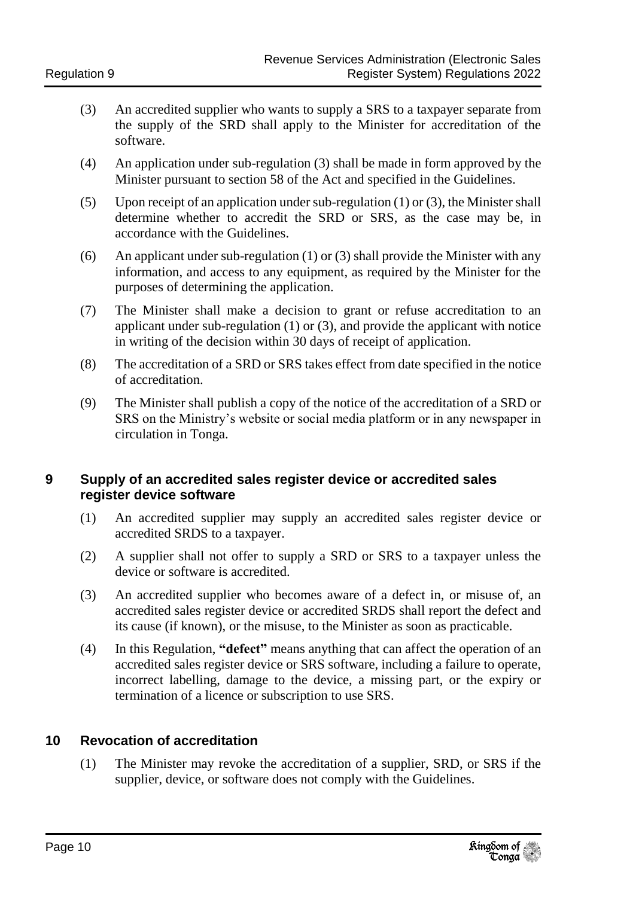(3) An accredited supplier who wants to supply a SRS to a taxpayer separate from the supply of the SRD shall apply to the Minister for accreditation of the software.

(4) An application under sub-regulation (3) shall be made in form approved by the Minister pursuant to section 58 of the Act and specified in the Guidelines.

(5) Upon receipt of an application under sub-regulation (1) or (3), the Minister shall determine whether to accredit the SRD or SRS, as the case may be, in accordance with the Guidelines.

(6) An applicant under sub-regulation (1) or (3) shall provide the Minister with any information, and access to any equipment, as required by the Minister for the purposes of determining the application.

(7) The Minister shall make a decision to grant or refuse accreditation to an applicant under sub-regulation (1) or (3), and provide the applicant with notice in writing of the decision within 30 days of receipt of application.

(8) The accreditation of a SRD or SRS takes effect from date specified in the notice of accreditation.

(9) The Minister shall publish a copy of the notice of the accreditation of a SRD or SRS on the Ministry's website or social media platform or in any newspaper in circulation in Tonga.

## 9 Supply of an accredited sales register device or accredited sales register device software

(1) An accredited supplier may supply an accredited sales register device or accredited SRDS to a taxpayer.

(2) A supplier shall not offer to supply a SRD or SRS to a taxpayer unless the device or software is accredited.

(3) An accredited supplier who becomes aware of a defect in, or misuse of, an accredited sales register device or accredited SRDS shall report the defect and its cause (if known), or the misuse, to the Minister as soon as practicable.

(4) In this Regulation, **"defect"** means anything that can affect the operation of an accredited sales register device or SRS software, including a failure to operate, incorrect labelling, damage to the device, a missing part, or the expiry or termination of a licence or subscription to use SRS.

## 10 Revocation of accreditation

(1) The Minister may revoke the accreditation of a supplier, SRD, or SRS if the supplier, device, or software does not comply with the Guidelines.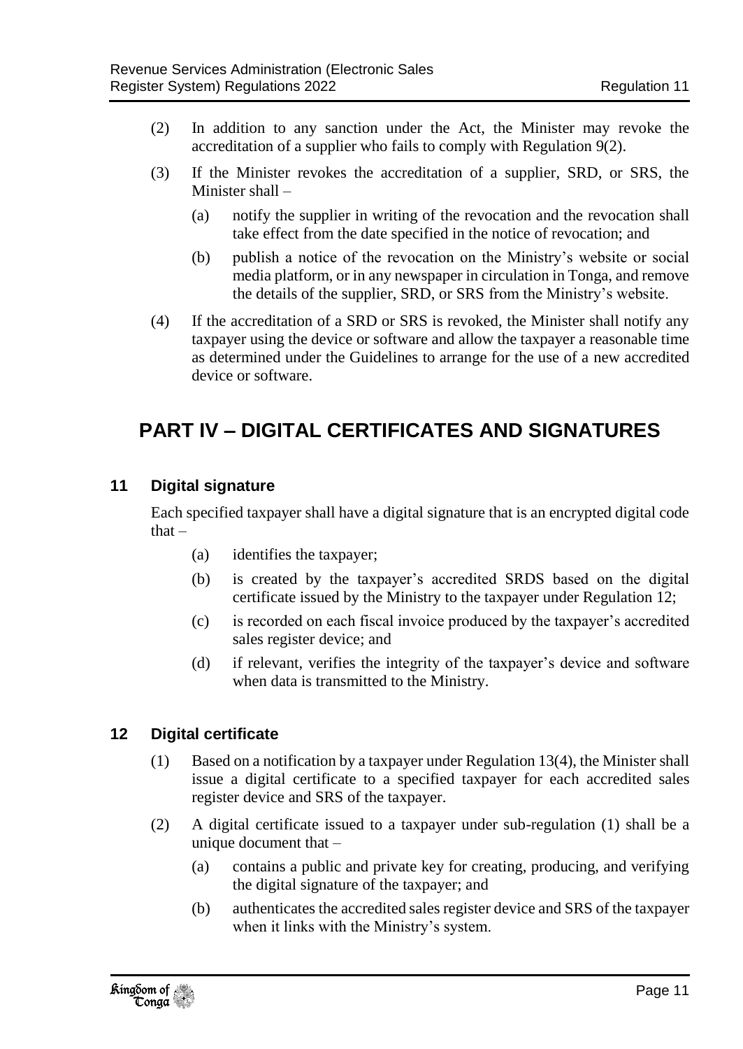(2) In addition to any sanction under the Act, the Minister may revoke the accreditation of a supplier who fails to comply with Regulation 9(2).

(3) If the Minister revokes the accreditation of a supplier, SRD, or SRS, the Minister shall –

(a) notify the supplier in writing of the revocation and the revocation shall take effect from the date specified in the notice of revocation; and

(b) publish a notice of the revocation on the Ministry's website or social media platform, or in any newspaper in circulation in Tonga, and remove the details of the supplier, SRD, or SRS from the Ministry's website.

(4) If the accreditation of a SRD or SRS is revoked, the Minister shall notify any taxpayer using the device or software and allow the taxpayer a reasonable time as determined under the Guidelines to arrange for the use of a new accredited device or software.

# PART IV – DIGITAL CERTIFICATES AND SIGNATURES

## 11 Digital signature

Each specified taxpayer shall have a digital signature that is an encrypted digital code that –

(a) identifies the taxpayer;

(b) is created by the taxpayer's accredited SRDS based on the digital certificate issued by the Ministry to the taxpayer under Regulation 12;

(c) is recorded on each fiscal invoice produced by the taxpayer's accredited sales register device; and

(d) if relevant, verifies the integrity of the taxpayer's device and software when data is transmitted to the Ministry.

## 12 Digital certificate

(1) Based on a notification by a taxpayer under Regulation 13(4), the Minister shall issue a digital certificate to a specified taxpayer for each accredited sales register device and SRS of the taxpayer.

(2) A digital certificate issued to a taxpayer under sub-regulation (1) shall be a unique document that –

(a) contains a public and private key for creating, producing, and verifying the digital signature of the taxpayer; and

(b) authenticates the accredited sales register device and SRS of the taxpayer when it links with the Ministry's system.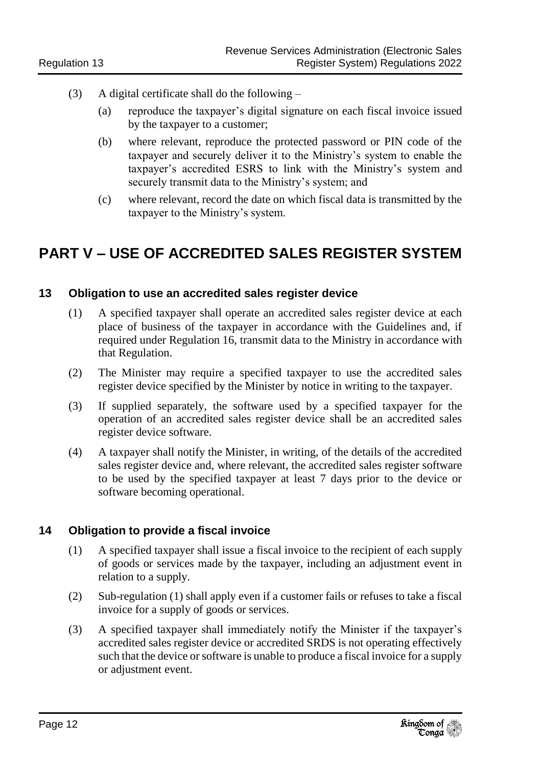(3) A digital certificate shall do the following –

(a) reproduce the taxpayer's digital signature on each fiscal invoice issued by the taxpayer to a customer;

(b) where relevant, reproduce the protected password or PIN code of the taxpayer and securely deliver it to the Ministry's system to enable the taxpayer's accredited ESRS to link with the Ministry's system and securely transmit data to the Ministry's system; and

(c) where relevant, record the date on which fiscal data is transmitted by the taxpayer to the Ministry's system.

# PART V – USE OF ACCREDITED SALES REGISTER SYSTEM

### 13 Obligation to use an accredited sales register device

(1) A specified taxpayer shall operate an accredited sales register device at each place of business of the taxpayer in accordance with the Guidelines and, if required under Regulation 16, transmit data to the Ministry in accordance with that Regulation.

(2) The Minister may require a specified taxpayer to use the accredited sales register device specified by the Minister by notice in writing to the taxpayer.

(3) If supplied separately, the software used by a specified taxpayer for the operation of an accredited sales register device shall be an accredited sales register device software.

(4) A taxpayer shall notify the Minister, in writing, of the details of the accredited sales register device and, where relevant, the accredited sales register software to be used by the specified taxpayer at least 7 days prior to the device or software becoming operational.

### 14 Obligation to provide a fiscal invoice

(1) A specified taxpayer shall issue a fiscal invoice to the recipient of each supply of goods or services made by the taxpayer, including an adjustment event in relation to a supply.

(2) Sub-regulation (1) shall apply even if a customer fails or refuses to take a fiscal invoice for a supply of goods or services.

(3) A specified taxpayer shall immediately notify the Minister if the taxpayer's accredited sales register device or accredited SRDS is not operating effectively such that the device or software is unable to produce a fiscal invoice for a supply or adjustment event.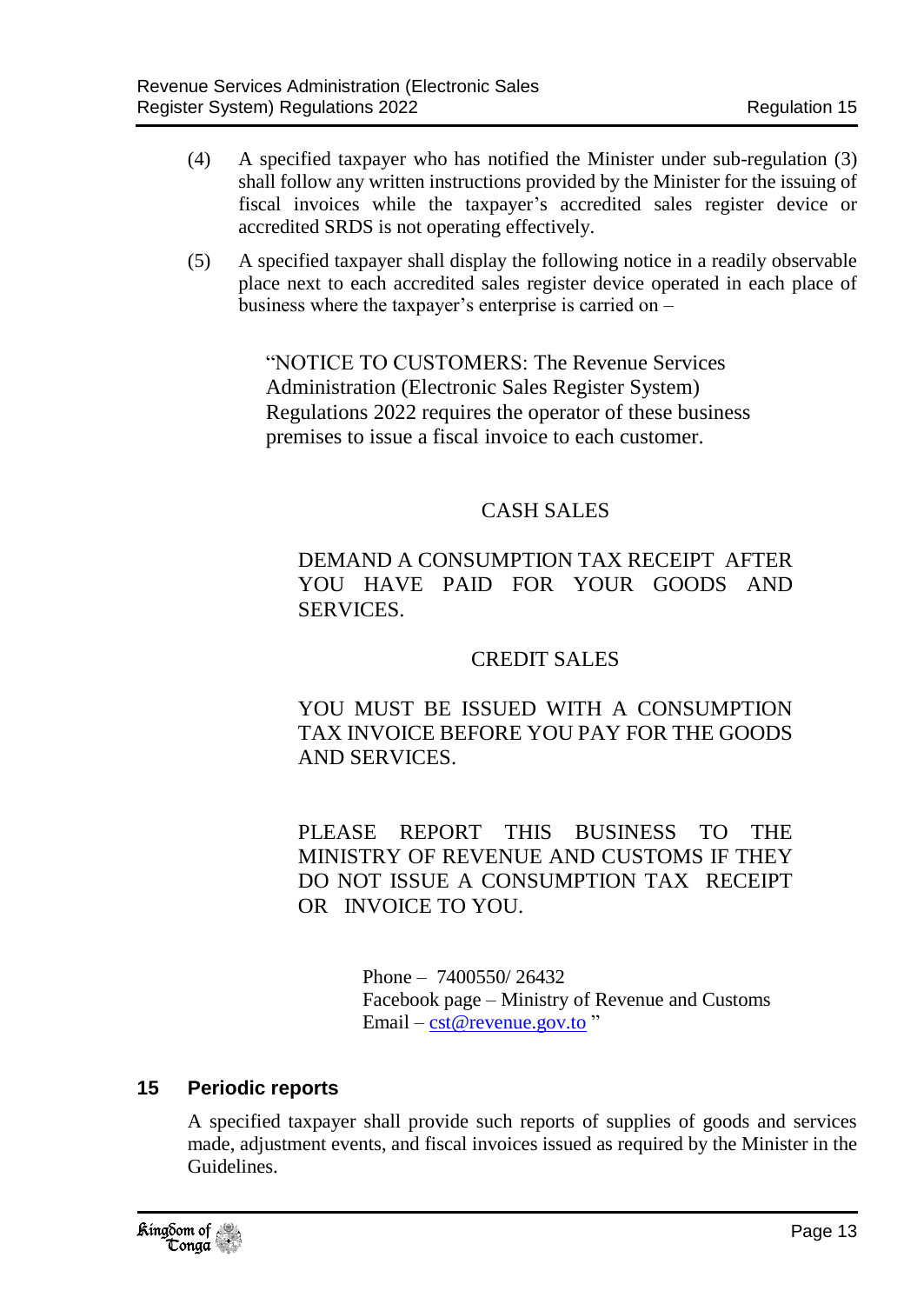(4) A specified taxpayer who has notified the Minister under sub-regulation (3) shall follow any written instructions provided by the Minister for the issuing of fiscal invoices while the taxpayer's accredited sales register device or accredited SRDS is not operating effectively.

(5) A specified taxpayer shall display the following notice in a readily observable place next to each accredited sales register device operated in each place of business where the taxpayer's enterprise is carried on –

> "NOTICE TO CUSTOMERS: The Revenue Services Administration (Electronic Sales Register System) Regulations 2022 requires the operator of these business premises to issue a fiscal invoice to each customer.
>
> CASH SALES
>
> DEMAND A CONSUMPTION TAX RECEIPT AFTER YOU HAVE PAID FOR YOUR GOODS AND SERVICES.
>
> CREDIT SALES
>
> YOU MUST BE ISSUED WITH A CONSUMPTION TAX INVOICE BEFORE YOU PAY FOR THE GOODS AND SERVICES.
>
> PLEASE REPORT THIS BUSINESS TO THE MINISTRY OF REVENUE AND CUSTOMS IF THEY DO NOT ISSUE A CONSUMPTION TAX RECEIPT OR INVOICE TO YOU.
>
> Phone – 7400550/ 26432
> Facebook page – Ministry of Revenue and Customs
> Email – cst@revenue.gov.to "

## 15 Periodic reports

A specified taxpayer shall provide such reports of supplies of goods and services made, adjustment events, and fiscal invoices issued as required by the Minister in the Guidelines.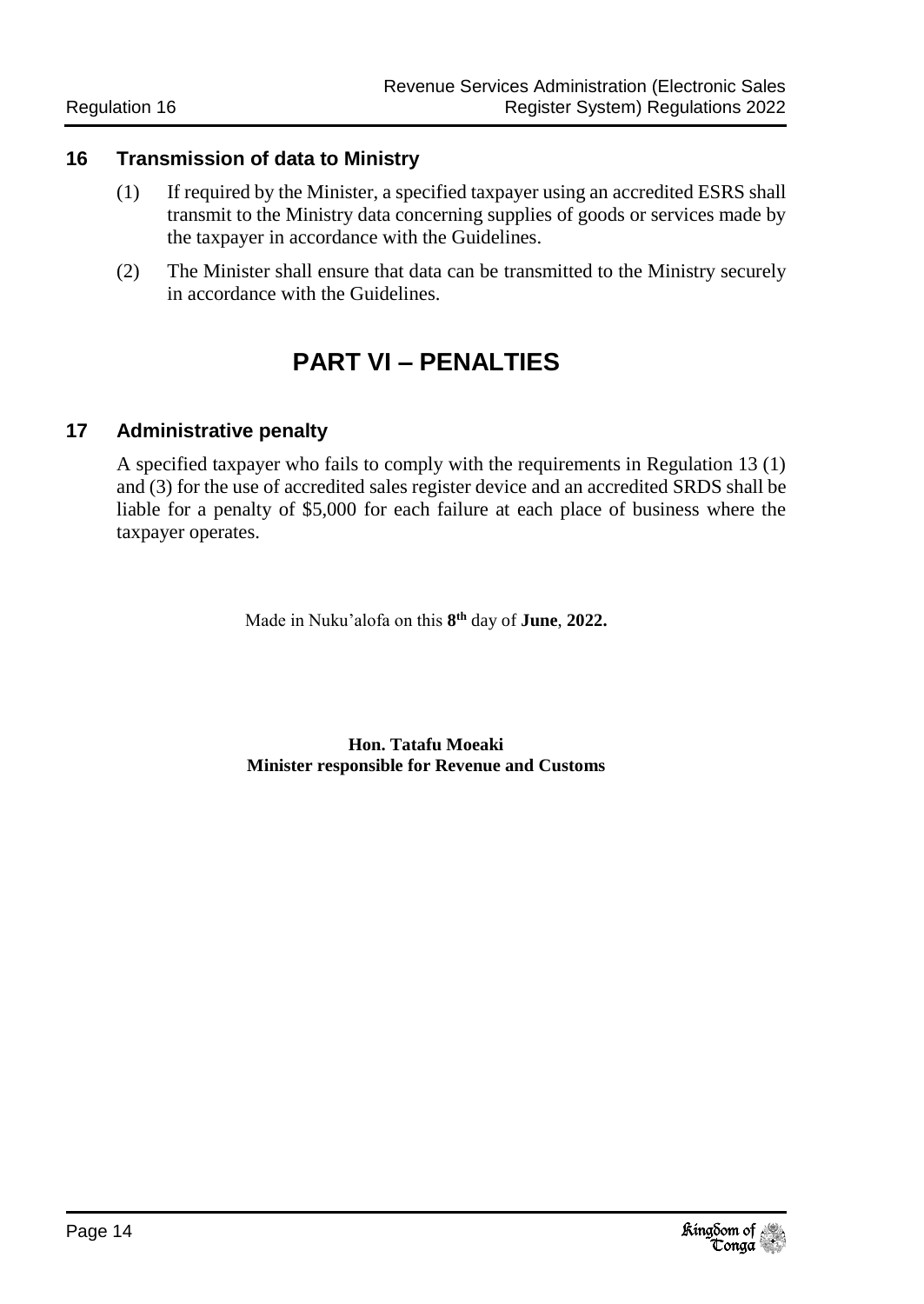## 16 Transmission of data to Ministry

(1) If required by the Minister, a specified taxpayer using an accredited ESRS shall transmit to the Ministry data concerning supplies of goods or services made by the taxpayer in accordance with the Guidelines.

(2) The Minister shall ensure that data can be transmitted to the Ministry securely in accordance with the Guidelines.

# PART VI – PENALTIES

## 17 Administrative penalty

A specified taxpayer who fails to comply with the requirements in Regulation 13 (1) and (3) for the use of accredited sales register device and an accredited SRDS shall be liable for a penalty of $5,000 for each failure at each place of business where the taxpayer operates.

Made in Nuku'alofa on this **8th** day of **June**, **2022.**

**Hon. Tatafu Moeaki**
**Minister responsible for Revenue and Customs**